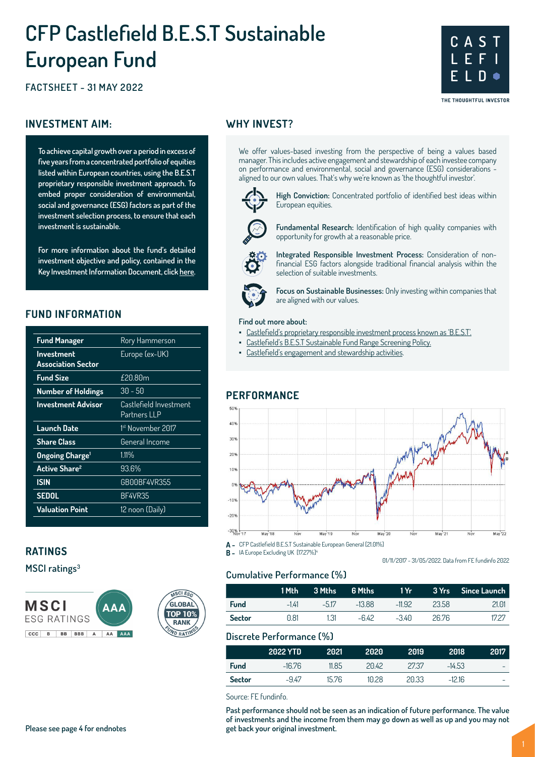# CFP Castlefield B.E.S.T Sustainable European Fund

**FACTSHEET - 31 MAY 2022**

## INVESTMENT AIM:

**To achieve capital growth over a period in excess of five years from a concentrated portfolio of equities listed within European countries, using the B.E.S.T proprietary responsible investment approach. To embed proper consideration of environmental, social and governance (ESG) factors as part of the investment selection process, to ensure that each investment is sustainable.**

**For more information about the fund's detailed investment objective and policy, contained in the Key Investment Information Document, click here.**

## FUND INFORMATION

| | |
|---|---|
| **Fund Manager** | Rory Hammerson |
| **Investment Association Sector** | Europe (ex-UK) |
| **Fund Size** | £20.80m |
| **Number of Holdings** | 30 - 50 |
| **Investment Advisor** | Castlefield Investment Partners LLP |
| **Launch Date** | 1st November 2017 |
| **Share Class** | General Income |
| **Ongoing Charge[1]** | 1.11% |
| **Active Share[2]** | 93.6% |
| **ISIN** | GB00BF4VR355 |
| **SEDOL** | BF4VR35 |
| **Valuation Point** | 12 noon (Daily) |

## RATINGS

### MSCI ratings[3]

MSCI ESG RATINGS: AAA (CCC | B | BB | BBB | A | AA | AAA)

MSCI ESG GLOBAL TOP 10% RANK FUND RATINGS

## WHY INVEST?

We offer values-based investing from the perspective of being a values based manager. This includes active engagement and stewardship of each investee company on performance and environmental, social and governance (ESG) considerations - aligned to our own values. That's why we're known as 'the thoughtful investor'.

**High Conviction:** Concentrated portfolio of identified best ideas within European equities.

**Fundamental Research:** Identification of high quality companies with opportunity for growth at a reasonable price.

**Integrated Responsible Investment Process:** Consideration of non-financial ESG factors alongside traditional financial analysis within the selection of suitable investments.

**Focus on Sustainable Businesses:** Only investing within companies that are aligned with our values.

**Find out more about:**

- Castlefield's proprietary responsible investment process known as 'B.E.S.T'.
- Castlefield's B.E.S.T Sustainable Fund Range Screening Policy.
- Castlefield's engagement and stewardship activities.

## PERFORMANCE

A - CFP Castlefield B.E.S.T Sustainable European General [21.01%]

B - IA Europe Excluding UK [17.27%][4]

01/11/2017 - 31/05/2022. Data from FE fundinfo 2022

### Cumulative Performance (%)

| | 1 Mth | 3 Mths | 6 Mths | 1 Yr | 3 Yrs | Since Launch |
|---|---|---|---|---|---|---|
| **Fund** | -1.41 | -5.17 | -13.88 | -11.92 | 23.58 | 21.01 |
| **Sector** | 0.81 | 1.31 | -6.42 | -3.40 | 26.76 | 17.27 |

### Discrete Performance (%)

| | 2022 YTD | 2021 | 2020 | 2019 | 2018 | 2017 |
|---|---|---|---|---|---|---|
| **Fund** | -16.76 | 11.85 | 20.42 | 27.37 | -14.53 | - |
| **Sector** | -9.47 | 15.76 | 10.28 | 20.33 | -12.16 | - |

Source: FE fundinfo.

**Past performance should not be seen as an indication of future performance. The value of investments and the income from them may go down as well as up and you may not get back your original investment.**

**Please see page 4 for endnotes**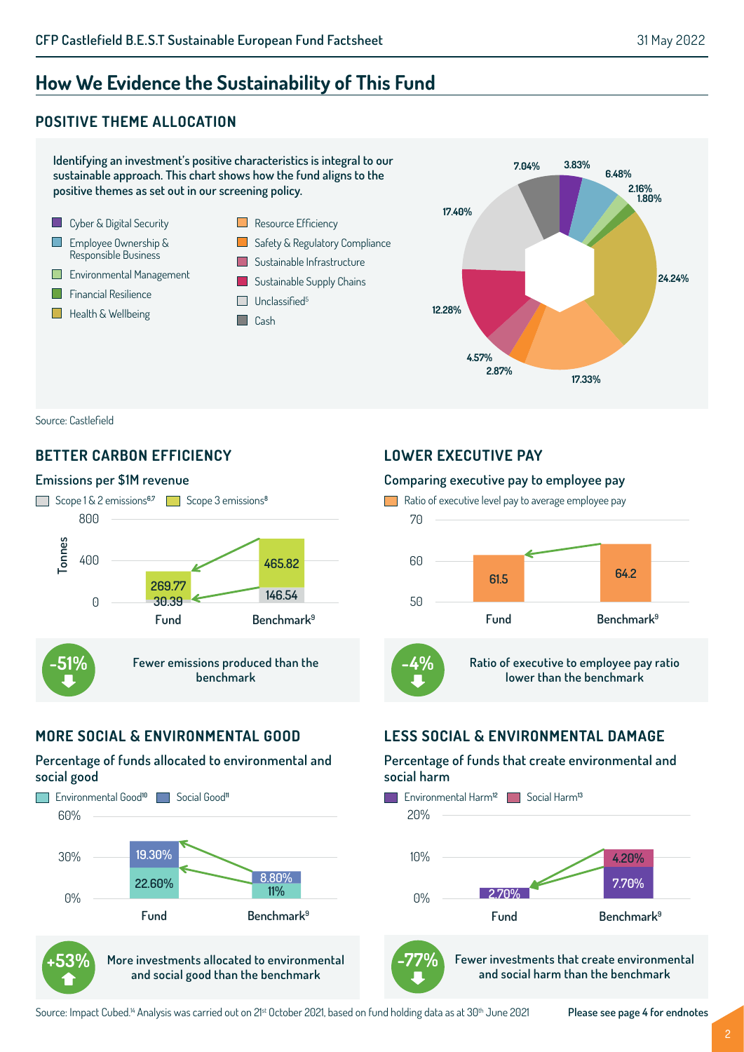# How We Evidence the Sustainability of This Fund

## POSITIVE THEME ALLOCATION

**Identifying an investment's positive characteristics is integral to our sustainable approach. This chart shows how the fund aligns to the positive themes as set out in our screening policy.**

| Theme | Allocation |
|---|---|
| Cyber & Digital Security | 3.83% |
| Employee Ownership & Responsible Business | 6.48% |
| Environmental Management | 2.16% |
| Financial Resilience | 1.80% |
| Health & Wellbeing | 24.24% |
| Resource Efficiency | 17.33% |
| Safety & Regulatory Compliance | 2.87% |
| Sustainable Infrastructure | 4.57% |
| Sustainable Supply Chains | 12.28% |
| Unclassified[5] | 17.40% |
| Cash | 7.04% |

Source: Castlefield

## BETTER CARBON EFFICIENCY

### Emissions per $1M revenue

| Tonnes | Scope 1 & 2 emissions[6,7] | Scope 3 emissions[8] |
|---|---|---|
| Fund | 30.39 | 269.77 |
| Benchmark[9] | 146.54 | 465.82 |

**-51%** Fewer emissions produced than the benchmark

## LOWER EXECUTIVE PAY

### Comparing executive pay to employee pay

| | Ratio of executive level pay to average employee pay |
|---|---|
| Fund | 61.5 |
| Benchmark[9] | 64.2 |

**-4%** Ratio of executive to employee pay ratio lower than the benchmark

## MORE SOCIAL & ENVIRONMENTAL GOOD

### Percentage of funds allocated to environmental and social good

| | Environmental Good[10] | Social Good[11] |
|---|---|---|
| Fund | 22.60% | 19.30% |
| Benchmark[9] | 11% | 8.80% |

**+53%** More investments allocated to environmental and social good than the benchmark

## LESS SOCIAL & ENVIRONMENTAL DAMAGE

### Percentage of funds that create environmental and social harm

| | Environmental Harm[12] | Social Harm[13] |
|---|---|---|
| Fund | 2.70% | |
| Benchmark[9] | 7.70% | 4.20% |

**-77%** Fewer investments that create environmental and social harm than the benchmark

Source: Impact Cubed.[14] Analysis was carried out on 21st October 2021, based on fund holding data as at 30th June 2021

**Please see page 4 for endnotes**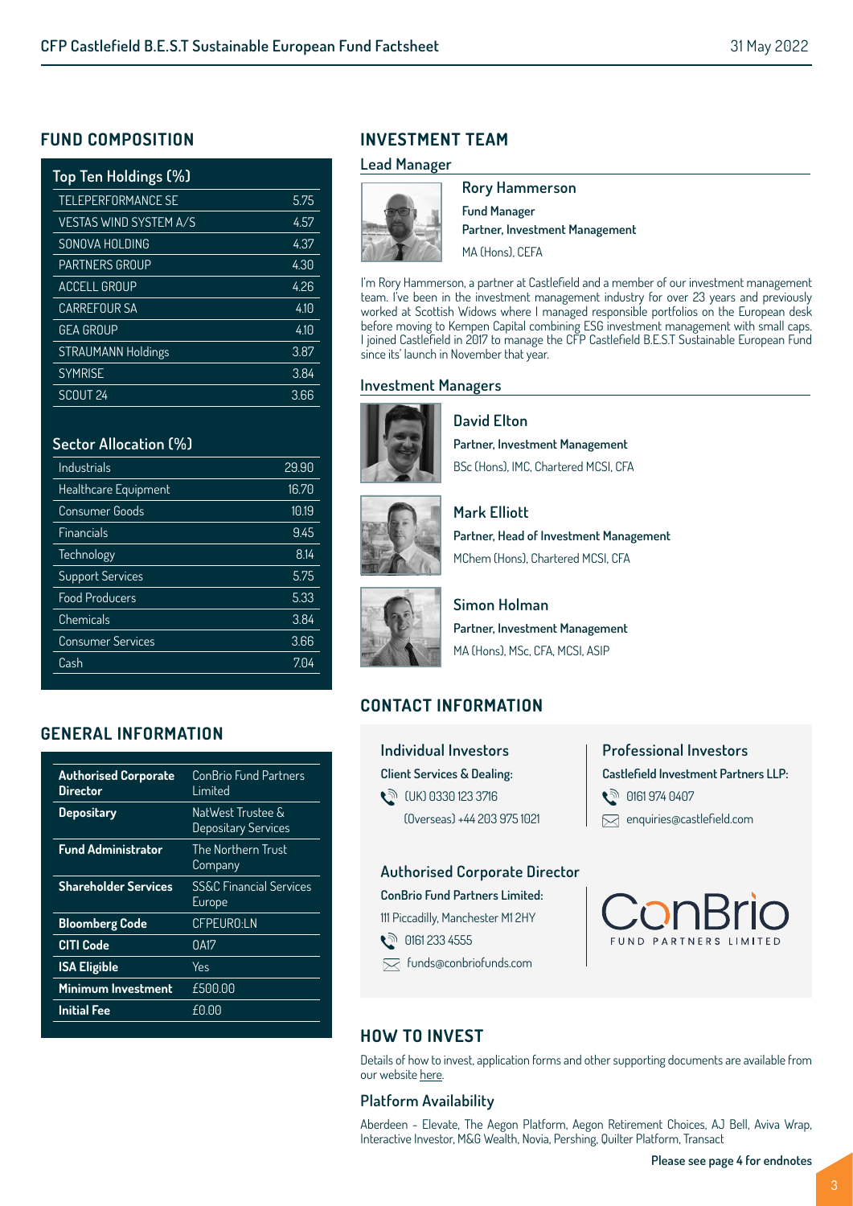## FUND COMPOSITION

| Top Ten Holdings (%) | |
|---|---|
| TELEPERFORMANCE SE | 5.75 |
| VESTAS WIND SYSTEM A/S | 4.57 |
| SONOVA HOLDING | 4.37 |
| PARTNERS GROUP | 4.30 |
| ACCELL GROUP | 4.26 |
| CARREFOUR SA | 4.10 |
| GEA GROUP | 4.10 |
| STRAUMANN Holdings | 3.87 |
| SYMRISE | 3.84 |
| SCOUT 24 | 3.66 |

| Sector Allocation (%) | |
|---|---|
| Industrials | 29.90 |
| Healthcare Equipment | 16.70 |
| Consumer Goods | 10.19 |
| Financials | 9.45 |
| Technology | 8.14 |
| Support Services | 5.75 |
| Food Producers | 5.33 |
| Chemicals | 3.84 |
| Consumer Services | 3.66 |
| Cash | 7.04 |

## GENERAL INFORMATION

| | |
|---|---|
| **Authorised Corporate Director** | ConBrio Fund Partners Limited |
| **Depositary** | NatWest Trustee & Depositary Services |
| **Fund Administrator** | The Northern Trust Company |
| **Shareholder Services** | SS&C Financial Services Europe |
| **Bloomberg Code** | CFPEURO:LN |
| **CITI Code** | OA17 |
| **ISA Eligible** | Yes |
| **Minimum Investment** | £500.00 |
| **Initial Fee** | £0.00 |

## INVESTMENT TEAM

### Lead Manager

**Rory Hammerson**
**Fund Manager**
**Partner, Investment Management**
MA (Hons), CEFA

I'm Rory Hammerson, a partner at Castlefield and a member of our investment management team. I've been in the investment management industry for over 23 years and previously worked at Scottish Widows where I managed responsible portfolios on the European desk before moving to Kempen Capital combining ESG investment management with small caps. I joined Castlefield in 2017 to manage the CFP Castlefield B.E.S.T Sustainable European Fund since its' launch in November that year.

### Investment Managers

**David Elton**
**Partner, Investment Management**
BSc (Hons), IMC, Chartered MCSI, CFA

**Mark Elliott**
**Partner, Head of Investment Management**
MChem (Hons), Chartered MCSI, CFA

**Simon Holman**
**Partner, Investment Management**
MA (Hons), MSc, CFA, MCSI, ASIP

## CONTACT INFORMATION

### Individual Investors

**Client Services & Dealing:**
(UK) 0330 123 3716
(Overseas) +44 203 975 1021

### Professional Investors

**Castlefield Investment Partners LLP:**
0161 974 0407
enquiries@castlefield.com

### Authorised Corporate Director

**ConBrio Fund Partners Limited:**
111 Piccadilly, Manchester M1 2HY
0161 233 4555
funds@conbriofunds.com

ConBrio FUND PARTNERS LIMITED

## HOW TO INVEST

Details of how to invest, application forms and other supporting documents are available from our website here.

### Platform Availability

Aberdeen - Elevate, The Aegon Platform, Aegon Retirement Choices, AJ Bell, Aviva Wrap, Interactive Investor, M&G Wealth, Novia, Pershing, Quilter Platform, Transact

**Please see page 4 for endnotes**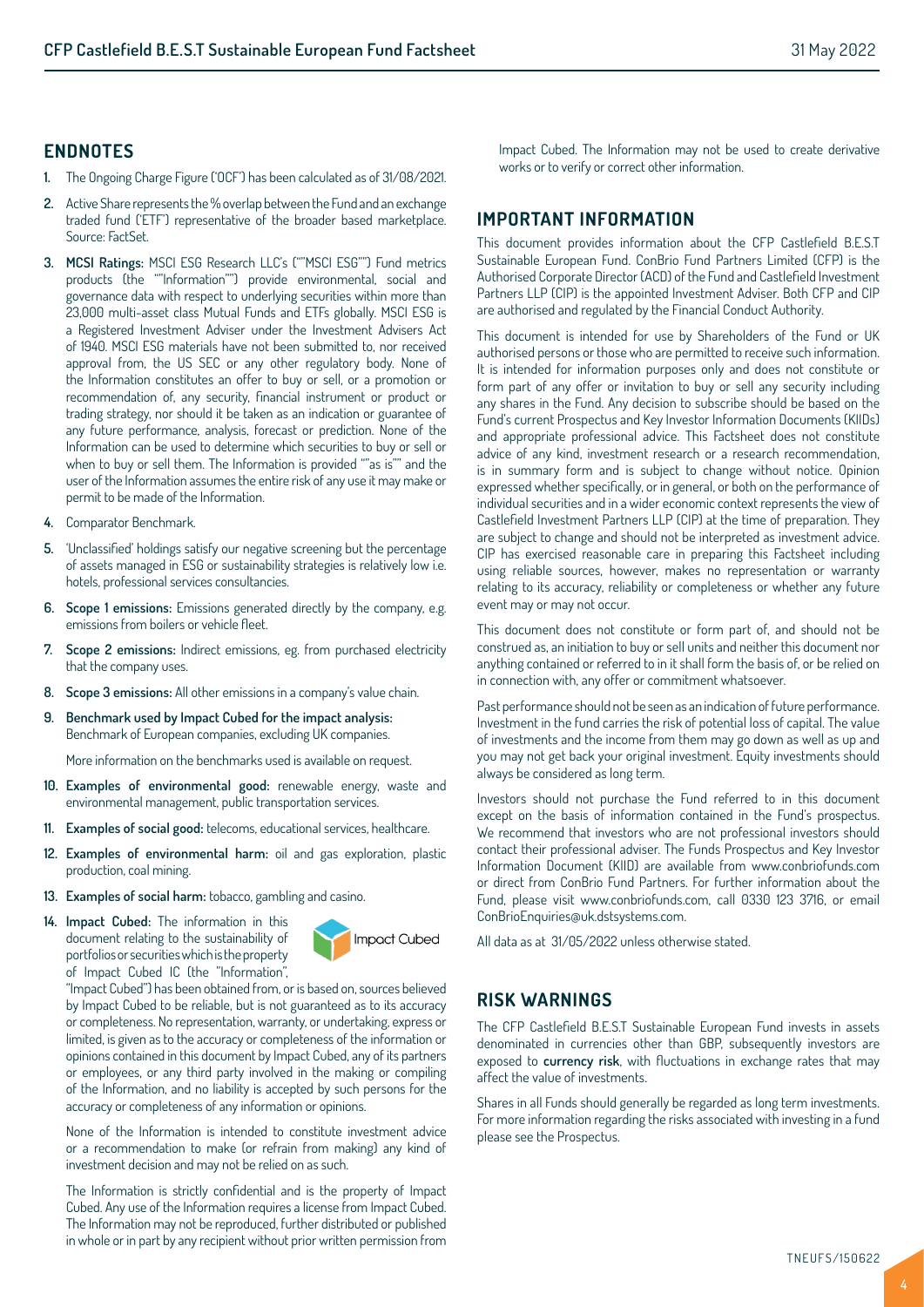## ENDNOTES

1. The Ongoing Charge Figure ('OCF') has been calculated as of 31/08/2021.
2. Active Share represents the % overlap between the Fund and an exchange traded fund ('ETF') representative of the broader based marketplace. Source: FactSet.
3. **MCSI Ratings:** MSCI ESG Research LLC's (""MSCI ESG"") Fund metrics products (the ""Information"") provide environmental, social and governance data with respect to underlying securities within more than 23,000 multi-asset class Mutual Funds and ETFs globally. MSCI ESG is a Registered Investment Adviser under the Investment Advisers Act of 1940. MSCI ESG materials have not been submitted to, nor received approval from, the US SEC or any other regulatory body. None of the Information constitutes an offer to buy or sell, or a promotion or recommendation of, any security, financial instrument or product or trading strategy, nor should it be taken as an indication or guarantee of any future performance, analysis, forecast or prediction. None of the Information can be used to determine which securities to buy or sell or when to buy or sell them. The Information is provided ""as is"" and the user of the Information assumes the entire risk of any use it may make or permit to be made of the Information.
4. Comparator Benchmark.
5. 'Unclassified' holdings satisfy our negative screening but the percentage of assets managed in ESG or sustainability strategies is relatively low i.e. hotels, professional services consultancies.
6. **Scope 1 emissions:** Emissions generated directly by the company, e.g. emissions from boilers or vehicle fleet.
7. **Scope 2 emissions:** Indirect emissions, eg. from purchased electricity that the company uses.
8. **Scope 3 emissions:** All other emissions in a company's value chain.
9. **Benchmark used by Impact Cubed for the impact analysis:** Benchmark of European companies, excluding UK companies.

   More information on the benchmarks used is available on request.
10. **Examples of environmental good:** renewable energy, waste and environmental management, public transportation services.
11. **Examples of social good:** telecoms, educational services, healthcare.
12. **Examples of environmental harm:** oil and gas exploration, plastic production, coal mining.
13. **Examples of social harm:** tobacco, gambling and casino.
14. **Impact Cubed:** The information in this document relating to the sustainability of portfolios or securities which is the property of Impact Cubed IC (the "Information", "Impact Cubed") has been obtained from, or is based on, sources believed by Impact Cubed to be reliable, but is not guaranteed as to its accuracy or completeness. No representation, warranty, or undertaking, express or limited, is given as to the accuracy or completeness of the information or opinions contained in this document by Impact Cubed, any of its partners or employees, or any third party involved in the making or compiling of the Information, and no liability is accepted by such persons for the accuracy or completeness of any information or opinions.

    None of the Information is intended to constitute investment advice or a recommendation to make (or refrain from making) any kind of investment decision and may not be relied on as such.

    The Information is strictly confidential and is the property of Impact Cubed. Any use of the Information requires a license from Impact Cubed. The Information may not be reproduced, further distributed or published in whole or in part by any recipient without prior written permission from Impact Cubed. The Information may not be used to create derivative works or to verify or correct other information.

## IMPORTANT INFORMATION

This document provides information about the CFP Castlefield B.E.S.T Sustainable European Fund. ConBrio Fund Partners Limited (CFP) is the Authorised Corporate Director (ACD) of the Fund and Castlefield Investment Partners LLP (CIP) is the appointed Investment Adviser. Both CFP and CIP are authorised and regulated by the Financial Conduct Authority.

This document is intended for use by Shareholders of the Fund or UK authorised persons or those who are permitted to receive such information. It is intended for information purposes only and does not constitute or form part of any offer or invitation to buy or sell any security including any shares in the Fund. Any decision to subscribe should be based on the Fund's current Prospectus and Key Investor Information Documents (KIIDs) and appropriate professional advice. This Factsheet does not constitute advice of any kind, investment research or a research recommendation, is in summary form and is subject to change without notice. Opinion expressed whether specifically, or in general, or both on the performance of individual securities and in a wider economic context represents the view of Castlefield Investment Partners LLP (CIP) at the time of preparation. They are subject to change and should not be interpreted as investment advice. CIP has exercised reasonable care in preparing this Factsheet including using reliable sources, however, makes no representation or warranty relating to its accuracy, reliability or completeness or whether any future event may or may not occur.

This document does not constitute or form part of, and should not be construed as, an initiation to buy or sell units and neither this document nor anything contained or referred to in it shall form the basis of, or be relied on in connection with, any offer or commitment whatsoever.

Past performance should not be seen as an indication of future performance. Investment in the fund carries the risk of potential loss of capital. The value of investments and the income from them may go down as well as up and you may not get back your original investment. Equity investments should always be considered as long term.

Investors should not purchase the Fund referred to in this document except on the basis of information contained in the Fund's prospectus. We recommend that investors who are not professional investors should contact their professional adviser. The Funds Prospectus and Key Investor Information Document (KIID) are available from www.conbriofunds.com or direct from ConBrio Fund Partners. For further information about the Fund, please visit www.conbriofunds.com, call 0330 123 3716, or email ConBrioEnquiries@uk.dstsystems.com.

All data as at 31/05/2022 unless otherwise stated.

## RISK WARNINGS

The CFP Castlefield B.E.S.T Sustainable European Fund invests in assets denominated in currencies other than GBP, subsequently investors are exposed to **currency risk**, with fluctuations in exchange rates that may affect the value of investments.

Shares in all Funds should generally be regarded as long term investments. For more information regarding the risks associated with investing in a fund please see the Prospectus.

TNEUFS/150622